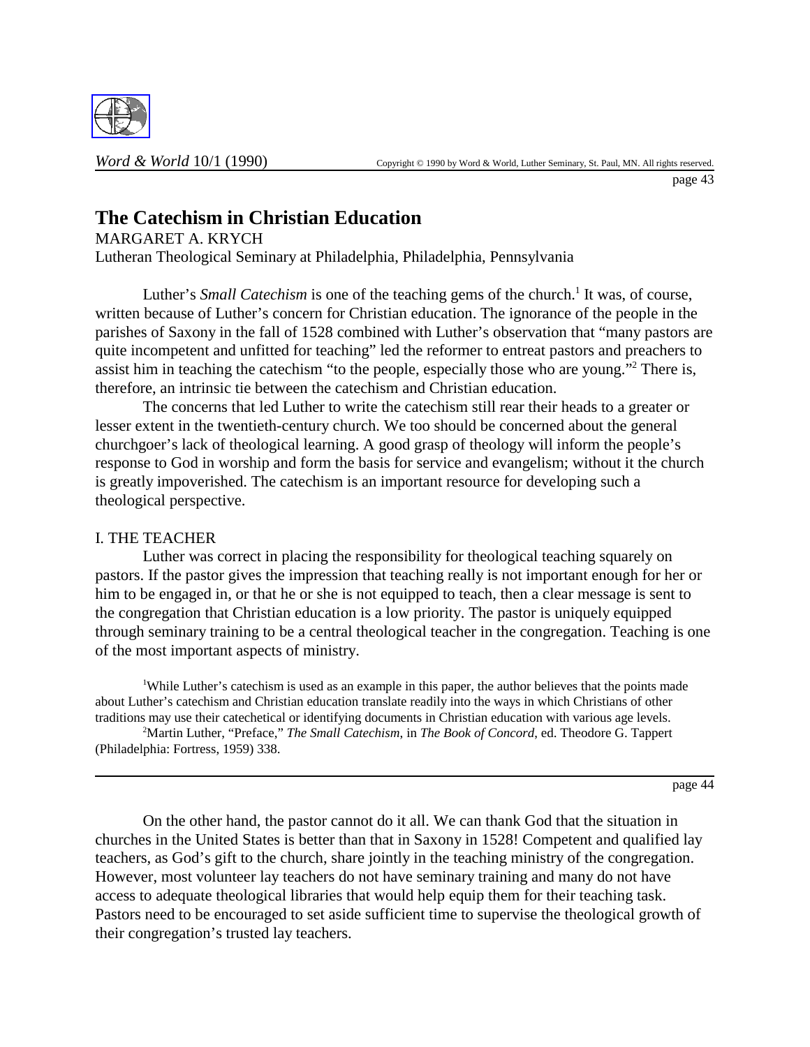# The Catechism in Christian Education

MARGARET A. KRYCH

Lutheran Theological Seminary at Philadelphia, Philadelphia, Pennsylvania

Luther's *Small Catechism* is one of the teaching gems of the church.[1] It was, of course, written because of Luther's concern for Christian education. The ignorance of the people in the parishes of Saxony in the fall of 1528 combined with Luther's observation that "many pastors are quite incompetent and unfitted for teaching" led the reformer to entreat pastors and preachers to assist him in teaching the catechism "to the people, especially those who are young."[2] There is, therefore, an intrinsic tie between the catechism and Christian education.

The concerns that led Luther to write the catechism still rear their heads to a greater or lesser extent in the twentieth-century church. We too should be concerned about the general churchgoer's lack of theological learning. A good grasp of theology will inform the people's response to God in worship and form the basis for service and evangelism; without it the church is greatly impoverished. The catechism is an important resource for developing such a theological perspective.

## I. THE TEACHER

Luther was correct in placing the responsibility for theological teaching squarely on pastors. If the pastor gives the impression that teaching really is not important enough for her or him to be engaged in, or that he or she is not equipped to teach, then a clear message is sent to the congregation that Christian education is a low priority. The pastor is uniquely equipped through seminary training to be a central theological teacher in the congregation. Teaching is one of the most important aspects of ministry.

[1]While Luther's catechism is used as an example in this paper, the author believes that the points made about Luther's catechism and Christian education translate readily into the ways in which Christians of other traditions may use their catechetical or identifying documents in Christian education with various age levels.

[2]Martin Luther, "Preface," *The Small Catechism*, in *The Book of Concord*, ed. Theodore G. Tappert (Philadelphia: Fortress, 1959) 338.

On the other hand, the pastor cannot do it all. We can thank God that the situation in churches in the United States is better than that in Saxony in 1528! Competent and qualified lay teachers, as God's gift to the church, share jointly in the teaching ministry of the congregation. However, most volunteer lay teachers do not have seminary training and many do not have access to adequate theological libraries that would help equip them for their teaching task. Pastors need to be encouraged to set aside sufficient time to supervise the theological growth of their congregation's trusted lay teachers.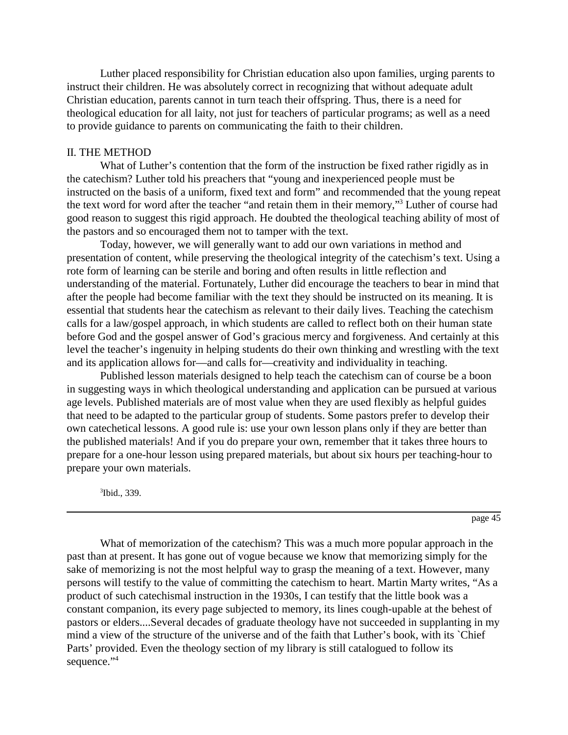Luther placed responsibility for Christian education also upon families, urging parents to instruct their children. He was absolutely correct in recognizing that without adequate adult Christian education, parents cannot in turn teach their offspring. Thus, there is a need for theological education for all laity, not just for teachers of particular programs; as well as a need to provide guidance to parents on communicating the faith to their children.

## II. THE METHOD

What of Luther's contention that the form of the instruction be fixed rather rigidly as in the catechism? Luther told his preachers that "young and inexperienced people must be instructed on the basis of a uniform, fixed text and form" and recommended that the young repeat the text word for word after the teacher "and retain them in their memory,"[3] Luther of course had good reason to suggest this rigid approach. He doubted the theological teaching ability of most of the pastors and so encouraged them not to tamper with the text.

Today, however, we will generally want to add our own variations in method and presentation of content, while preserving the theological integrity of the catechism's text. Using a rote form of learning can be sterile and boring and often results in little reflection and understanding of the material. Fortunately, Luther did encourage the teachers to bear in mind that after the people had become familiar with the text they should be instructed on its meaning. It is essential that students hear the catechism as relevant to their daily lives. Teaching the catechism calls for a law/gospel approach, in which students are called to reflect both on their human state before God and the gospel answer of God's gracious mercy and forgiveness. And certainly at this level the teacher's ingenuity in helping students do their own thinking and wrestling with the text and its application allows for—and calls for—creativity and individuality in teaching.

Published lesson materials designed to help teach the catechism can of course be a boon in suggesting ways in which theological understanding and application can be pursued at various age levels. Published materials are of most value when they are used flexibly as helpful guides that need to be adapted to the particular group of students. Some pastors prefer to develop their own catechetical lessons. A good rule is: use your own lesson plans only if they are better than the published materials! And if you do prepare your own, remember that it takes three hours to prepare for a one-hour lesson using prepared materials, but about six hours per teaching-hour to prepare your own materials.

[3]Ibid., 339.

---

What of memorization of the catechism? This was a much more popular approach in the past than at present. It has gone out of vogue because we know that memorizing simply for the sake of memorizing is not the most helpful way to grasp the meaning of a text. However, many persons will testify to the value of committing the catechism to heart. Martin Marty writes, "As a product of such catechismal instruction in the 1930s, I can testify that the little book was a constant companion, its every page subjected to memory, its lines cough-upable at the behest of pastors or elders....Several decades of graduate theology have not succeeded in supplanting in my mind a view of the structure of the universe and of the faith that Luther's book, with its `Chief Parts' provided. Even the theology section of my library is still catalogued to follow its sequence."[4]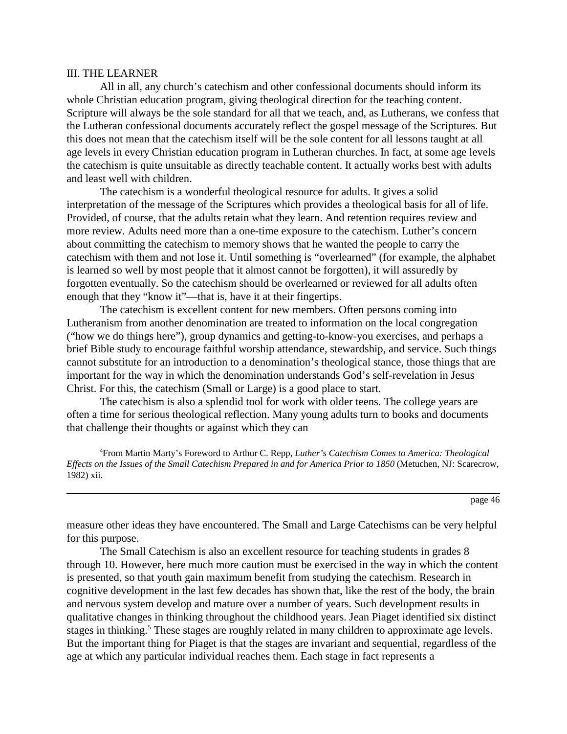III. THE LEARNER

All in all, any church's catechism and other confessional documents should inform its whole Christian education program, giving theological direction for the teaching content. Scripture will always be the sole standard for all that we teach, and, as Lutherans, we confess that the Lutheran confessional documents accurately reflect the gospel message of the Scriptures. But this does not mean that the catechism itself will be the sole content for all lessons taught at all age levels in every Christian education program in Lutheran churches. In fact, at some age levels the catechism is quite unsuitable as directly teachable content. It actually works best with adults and least well with children.

The catechism is a wonderful theological resource for adults. It gives a solid interpretation of the message of the Scriptures which provides a theological basis for all of life. Provided, of course, that the adults retain what they learn. And retention requires review and more review. Adults need more than a one-time exposure to the catechism. Luther's concern about committing the catechism to memory shows that he wanted the people to carry the catechism with them and not lose it. Until something is "overlearned" (for example, the alphabet is learned so well by most people that it almost cannot be forgotten), it will assuredly by forgotten eventually. So the catechism should be overlearned or reviewed for all adults often enough that they "know it"—that is, have it at their fingertips.

The catechism is excellent content for new members. Often persons coming into Lutheranism from another denomination are treated to information on the local congregation ("how we do things here"), group dynamics and getting-to-know-you exercises, and perhaps a brief Bible study to encourage faithful worship attendance, stewardship, and service. Such things cannot substitute for an introduction to a denomination's theological stance, those things that are important for the way in which the denomination understands God's self-revelation in Jesus Christ. For this, the catechism (Small or Large) is a good place to start.

The catechism is also a splendid tool for work with older teens. The college years are often a time for serious theological reflection. Many young adults turn to books and documents that challenge their thoughts or against which they can measure other ideas they have encountered. The Small and Large Catechisms can be very helpful for this purpose.

The Small Catechism is also an excellent resource for teaching students in grades 8 through 10. However, here much more caution must be exercised in the way in which the content is presented, so that youth gain maximum benefit from studying the catechism. Research in cognitive development in the last few decades has shown that, like the rest of the body, the brain and nervous system develop and mature over a number of years. Such development results in qualitative changes in thinking throughout the childhood years. Jean Piaget identified six distinct stages in thinking.[5] These stages are roughly related in many children to approximate age levels. But the important thing for Piaget is that the stages are invariant and sequential, regardless of the age at which any particular individual reaches them. Each stage in fact represents a

[4]From Martin Marty's Foreword to Arthur C. Repp, *Luther's Catechism Comes to America: Theological Effects on the Issues of the Small Catechism Prepared in and for America Prior to 1850* (Metuchen, NJ: Scarecrow, 1982) xii.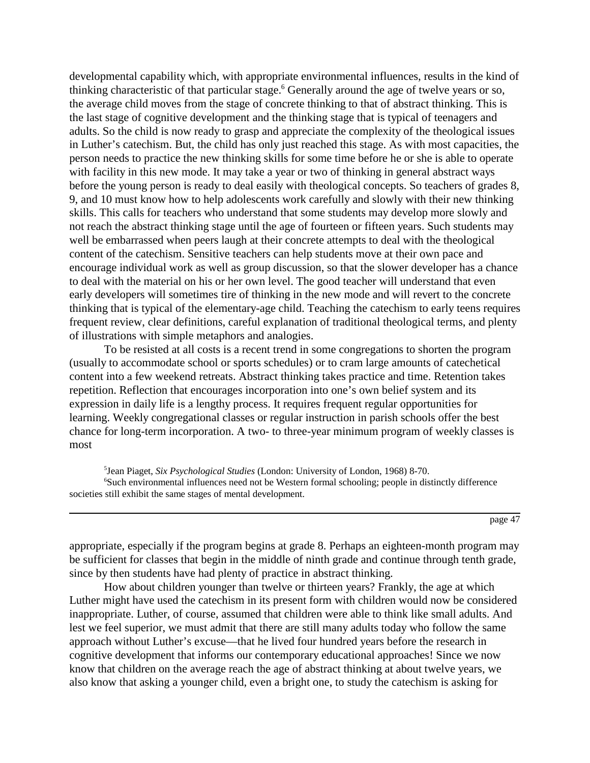developmental capability which, with appropriate environmental influences, results in the kind of thinking characteristic of that particular stage.[6] Generally around the age of twelve years or so, the average child moves from the stage of concrete thinking to that of abstract thinking. This is the last stage of cognitive development and the thinking stage that is typical of teenagers and adults. So the child is now ready to grasp and appreciate the complexity of the theological issues in Luther's catechism. But, the child has only just reached this stage. As with most capacities, the person needs to practice the new thinking skills for some time before he or she is able to operate with facility in this new mode. It may take a year or two of thinking in general abstract ways before the young person is ready to deal easily with theological concepts. So teachers of grades 8, 9, and 10 must know how to help adolescents work carefully and slowly with their new thinking skills. This calls for teachers who understand that some students may develop more slowly and not reach the abstract thinking stage until the age of fourteen or fifteen years. Such students may well be embarrassed when peers laugh at their concrete attempts to deal with the theological content of the catechism. Sensitive teachers can help students move at their own pace and encourage individual work as well as group discussion, so that the slower developer has a chance to deal with the material on his or her own level. The good teacher will understand that even early developers will sometimes tire of thinking in the new mode and will revert to the concrete thinking that is typical of the elementary-age child. Teaching the catechism to early teens requires frequent review, clear definitions, careful explanation of traditional theological terms, and plenty of illustrations with simple metaphors and analogies.

To be resisted at all costs is a recent trend in some congregations to shorten the program (usually to accommodate school or sports schedules) or to cram large amounts of catechetical content into a few weekend retreats. Abstract thinking takes practice and time. Retention takes repetition. Reflection that encourages incorporation into one's own belief system and its expression in daily life is a lengthy process. It requires frequent regular opportunities for learning. Weekly congregational classes or regular instruction in parish schools offer the best chance for long-term incorporation. A two- to three-year minimum program of weekly classes is most appropriate, especially if the program begins at grade 8. Perhaps an eighteen-month program may be sufficient for classes that begin in the middle of ninth grade and continue through tenth grade, since by then students have had plenty of practice in abstract thinking.

How about children younger than twelve or thirteen years? Frankly, the age at which Luther might have used the catechism in its present form with children would now be considered inappropriate. Luther, of course, assumed that children were able to think like small adults. And lest we feel superior, we must admit that there are still many adults today who follow the same approach without Luther's excuse—that he lived four hundred years before the research in cognitive development that informs our contemporary educational approaches! Since we now know that children on the average reach the age of abstract thinking at about twelve years, we also know that asking a younger child, even a bright one, to study the catechism is asking for

---

[5] Jean Piaget, *Six Psychological Studies* (London: University of London, 1968) 8-70.

[6] Such environmental influences need not be Western formal schooling; people in distinctly difference societies still exhibit the same stages of mental development.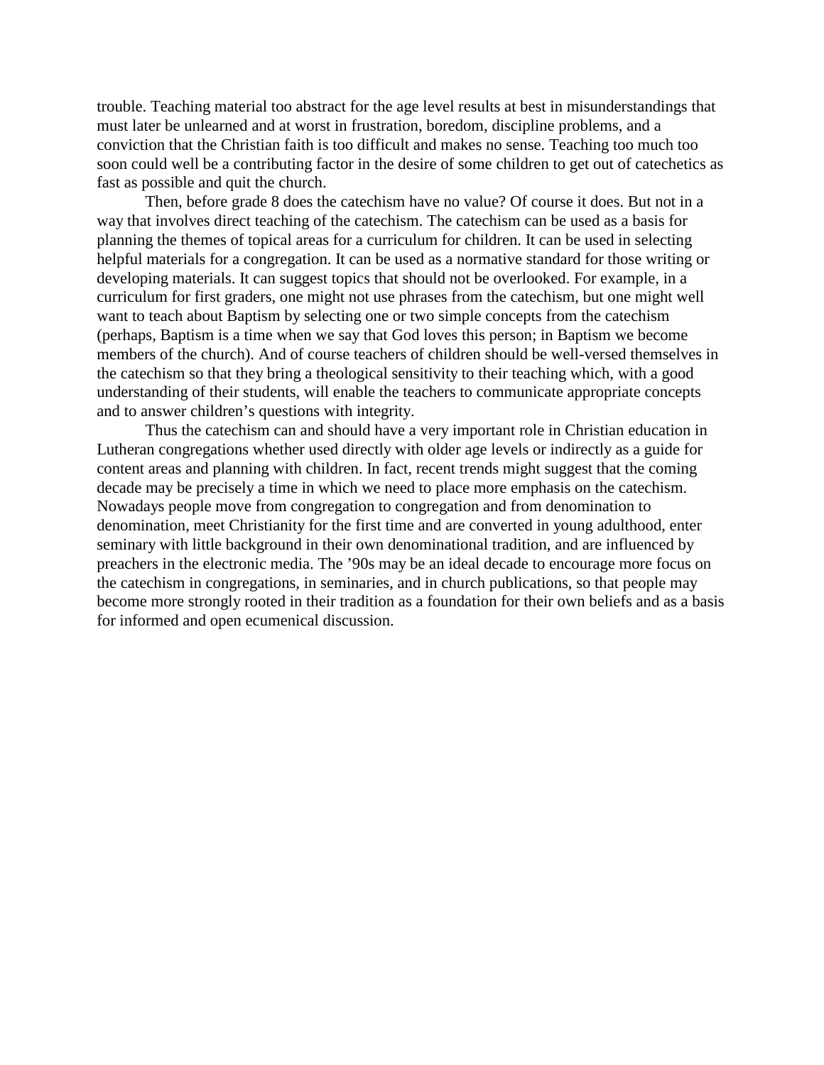trouble. Teaching material too abstract for the age level results at best in misunderstandings that must later be unlearned and at worst in frustration, boredom, discipline problems, and a conviction that the Christian faith is too difficult and makes no sense. Teaching too much too soon could well be a contributing factor in the desire of some children to get out of catechetics as fast as possible and quit the church.

Then, before grade 8 does the catechism have no value? Of course it does. But not in a way that involves direct teaching of the catechism. The catechism can be used as a basis for planning the themes of topical areas for a curriculum for children. It can be used in selecting helpful materials for a congregation. It can be used as a normative standard for those writing or developing materials. It can suggest topics that should not be overlooked. For example, in a curriculum for first graders, one might not use phrases from the catechism, but one might well want to teach about Baptism by selecting one or two simple concepts from the catechism (perhaps, Baptism is a time when we say that God loves this person; in Baptism we become members of the church). And of course teachers of children should be well-versed themselves in the catechism so that they bring a theological sensitivity to their teaching which, with a good understanding of their students, will enable the teachers to communicate appropriate concepts and to answer children's questions with integrity.

Thus the catechism can and should have a very important role in Christian education in Lutheran congregations whether used directly with older age levels or indirectly as a guide for content areas and planning with children. In fact, recent trends might suggest that the coming decade may be precisely a time in which we need to place more emphasis on the catechism. Nowadays people move from congregation to congregation and from denomination to denomination, meet Christianity for the first time and are converted in young adulthood, enter seminary with little background in their own denominational tradition, and are influenced by preachers in the electronic media. The '90s may be an ideal decade to encourage more focus on the catechism in congregations, in seminaries, and in church publications, so that people may become more strongly rooted in their tradition as a foundation for their own beliefs and as a basis for informed and open ecumenical discussion.